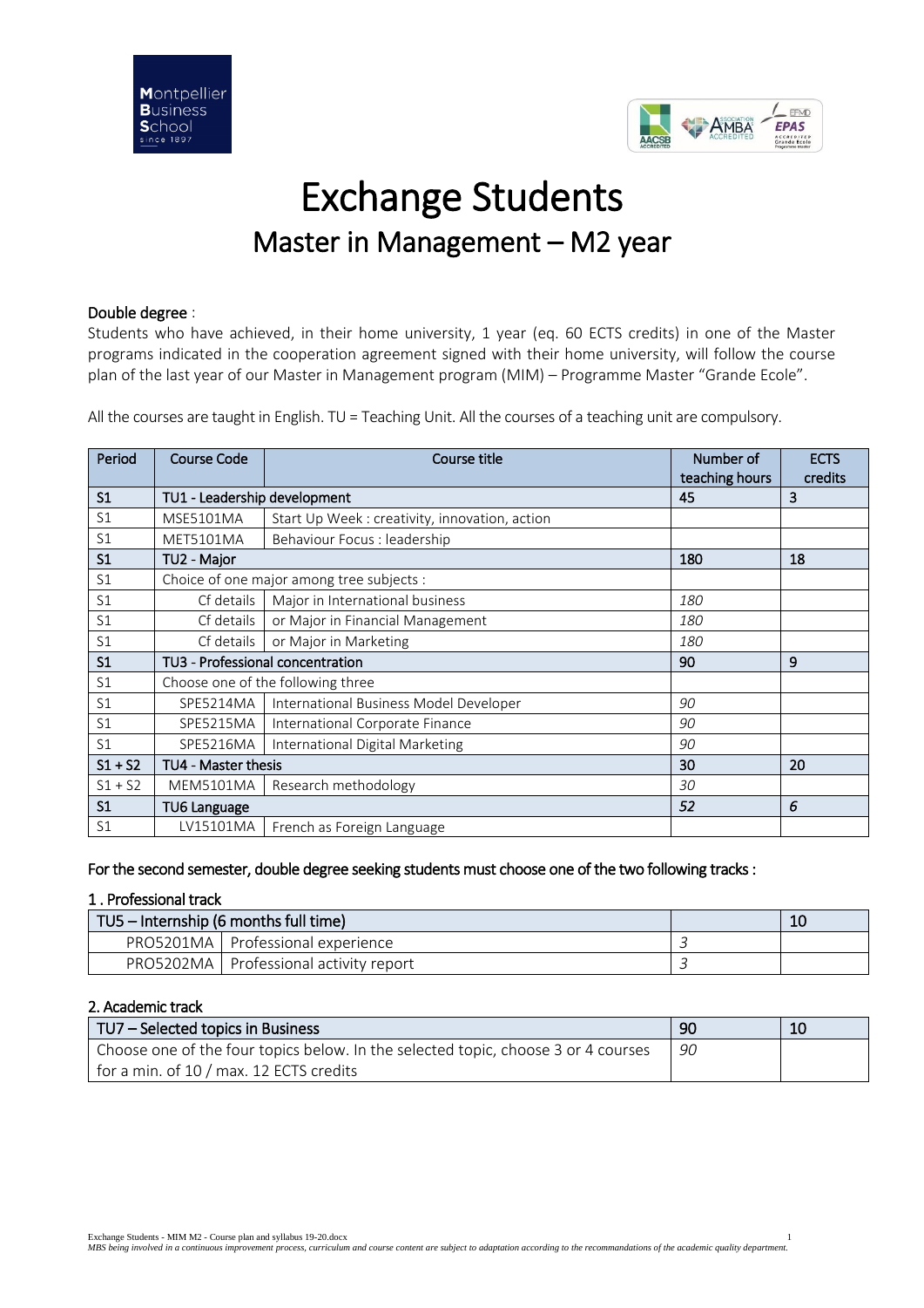# Exchange Students

## Master in Management – M2 year

**Double degree** :

Students who have achieved, in their home university, 1 year (eq. 60 ECTS credits) in one of the Master programs indicated in the cooperation agreement signed with their home university, will follow the course plan of the last year of our Master in Management program (MIM) – Programme Master "Grande Ecole".

All the courses are taught in English. TU = Teaching Unit. All the courses of a teaching unit are compulsory.

| Period | Course Code | Course title | Number of teaching hours | ECTS credits |
|---|---|---|---|---|
| **S1** | **TU1 - Leadership development** | | **45** | **3** |
| S1 | MSE5101MA | Start Up Week : creativity, innovation, action | | |
| S1 | MET5101MA | Behaviour Focus : leadership | | |
| **S1** | **TU2 - Major** | | **180** | **18** |
| S1 | Choice of one major among tree subjects : | | | |
| S1 | Cf details | Major in International business | *180* | |
| S1 | Cf details | or Major in Financial Management | *180* | |
| S1 | Cf details | or Major in Marketing | *180* | |
| **S1** | **TU3 - Professional concentration** | | **90** | **9** |
| S1 | Choose one of the following three | | | |
| S1 | SPE5214MA | International Business Model Developer | *90* | |
| S1 | SPE5215MA | International Corporate Finance | *90* | |
| S1 | SPE5216MA | International Digital Marketing | *90* | |
| **S1 + S2** | **TU4 - Master thesis** | | **30** | **20** |
| S1 + S2 | MEM5101MA | Research methodology | *30* | |
| **S1** | **TU6 Language** | | ***52*** | ***6*** |
| S1 | LV15101MA | French as Foreign Language | | |

**For the second semester, double degree seeking students must choose one of the two following tracks :**

**1 . Professional track**

| TU5 – Internship (6 months full time) | | | 10 |
|---|---|---|---|
| PRO5201MA | Professional experience | *3* | |
| PRO5202MA | Professional activity report | *3* | |

**2. Academic track**

| TU7 – Selected topics in Business | 90 | 10 |
|---|---|---|
| Choose one of the four topics below. In the selected topic, choose 3 or 4 courses for a min. of 10 / max. 12 ECTS credits | *90* | |

*MBS being involved in a continuous improvement process, curriculum and course content are subject to adaptation according to the recommandations of the academic quality department.*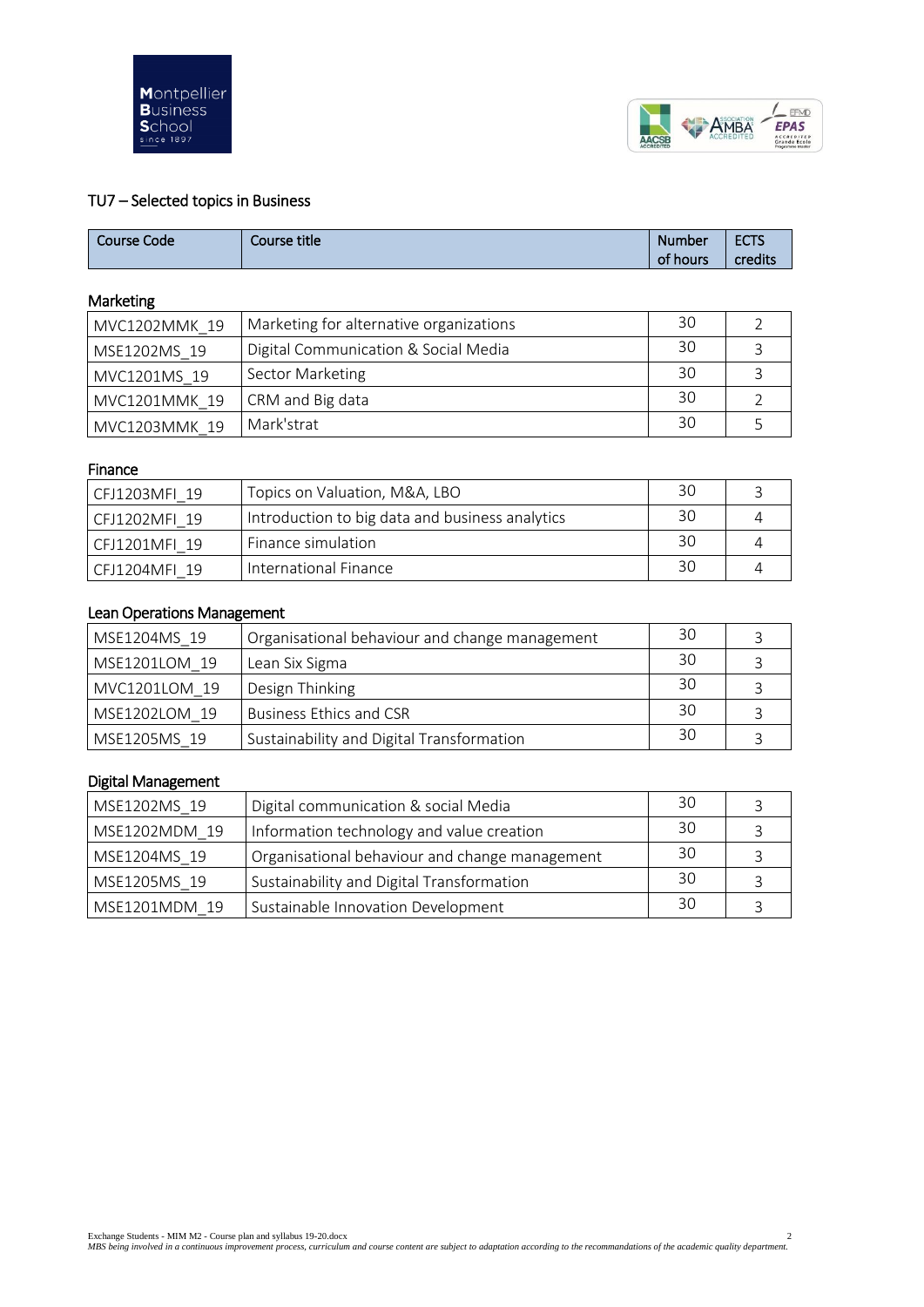## TU7 – Selected topics in Business

| Course Code | Course title | Number of hours | ECTS credits |
|---|---|---|---|

### Marketing

| Course Code | Course title | Number of hours | ECTS credits |
|---|---|---|---|
| MVC1202MMK_19 | Marketing for alternative organizations | 30 | 2 |
| MSE1202MS_19 | Digital Communication & Social Media | 30 | 3 |
| MVC1201MS_19 | Sector Marketing | 30 | 3 |
| MVC1201MMK_19 | CRM and Big data | 30 | 2 |
| MVC1203MMK_19 | Mark'strat | 30 | 5 |

### Finance

| Course Code | Course title | Number of hours | ECTS credits |
|---|---|---|---|
| CFJ1203MFI_19 | Topics on Valuation, M&A, LBO | 30 | 3 |
| CFJ1202MFI_19 | Introduction to big data and business analytics | 30 | 4 |
| CFJ1201MFI_19 | Finance simulation | 30 | 4 |
| CFJ1204MFI_19 | International Finance | 30 | 4 |

### Lean Operations Management

| Course Code | Course title | Number of hours | ECTS credits |
|---|---|---|---|
| MSE1204MS_19 | Organisational behaviour and change management | 30 | 3 |
| MSE1201LOM_19 | Lean Six Sigma | 30 | 3 |
| MVC1201LOM_19 | Design Thinking | 30 | 3 |
| MSE1202LOM_19 | Business Ethics and CSR | 30 | 3 |
| MSE1205MS_19 | Sustainability and Digital Transformation | 30 | 3 |

### Digital Management

| Course Code | Course title | Number of hours | ECTS credits |
|---|---|---|---|
| MSE1202MS_19 | Digital communication & social Media | 30 | 3 |
| MSE1202MDM_19 | Information technology and value creation | 30 | 3 |
| MSE1204MS_19 | Organisational behaviour and change management | 30 | 3 |
| MSE1205MS_19 | Sustainability and Digital Transformation | 30 | 3 |
| MSE1201MDM_19 | Sustainable Innovation Development | 30 | 3 |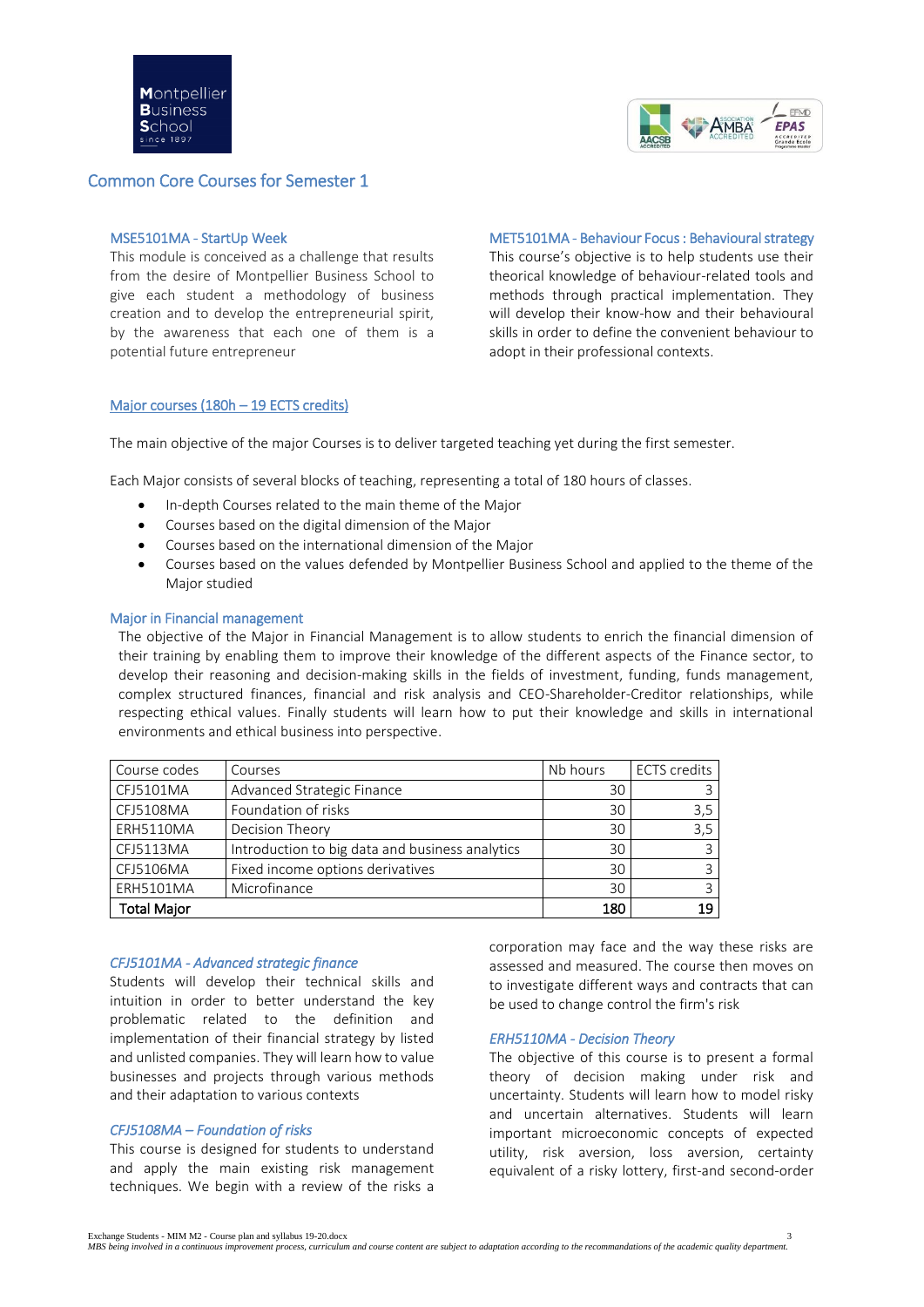## Common Core Courses for Semester 1

### MSE5101MA - StartUp Week

This module is conceived as a challenge that results from the desire of Montpellier Business School to give each student a methodology of business creation and to develop the entrepreneurial spirit, by the awareness that each one of them is a potential future entrepreneur

### MET5101MA - Behaviour Focus : Behavioural strategy

This course's objective is to help students use their theorical knowledge of behaviour-related tools and methods through practical implementation. They will develop their know-how and their behavioural skills in order to define the convenient behaviour to adopt in their professional contexts.

### Major courses (180h – 19 ECTS credits)

The main objective of the major Courses is to deliver targeted teaching yet during the first semester.

Each Major consists of several blocks of teaching, representing a total of 180 hours of classes.

- In-depth Courses related to the main theme of the Major
- Courses based on the digital dimension of the Major
- Courses based on the international dimension of the Major
- Courses based on the values defended by Montpellier Business School and applied to the theme of the Major studied

### Major in Financial management

The objective of the Major in Financial Management is to allow students to enrich the financial dimension of their training by enabling them to improve their knowledge of the different aspects of the Finance sector, to develop their reasoning and decision-making skills in the fields of investment, funding, funds management, complex structured finances, financial and risk analysis and CEO-Shareholder-Creditor relationships, while respecting ethical values. Finally students will learn how to put their knowledge and skills in international environments and ethical business into perspective.

| Course codes | Courses | Nb hours | ECTS credits |
|---|---|---|---|
| CFJ5101MA | Advanced Strategic Finance | 30 | 3 |
| CFJ5108MA | Foundation of risks | 30 | 3,5 |
| ERH5110MA | Decision Theory | 30 | 3,5 |
| CFJ5113MA | Introduction to big data and business analytics | 30 | 3 |
| CFJ5106MA | Fixed income options derivatives | 30 | 3 |
| ERH5101MA | Microfinance | 30 | 3 |
| **Total Major** | | **180** | **19** |

#### *CFJ5101MA - Advanced strategic finance*

Students will develop their technical skills and intuition in order to better understand the key problematic related to the definition and implementation of their financial strategy by listed and unlisted companies. They will learn how to value businesses and projects through various methods and their adaptation to various contexts

#### *CFJ5108MA – Foundation of risks*

This course is designed for students to understand and apply the main existing risk management techniques. We begin with a review of the risks a corporation may face and the way these risks are assessed and measured. The course then moves on to investigate different ways and contracts that can be used to change control the firm's risk

#### *ERH5110MA - Decision Theory*

The objective of this course is to present a formal theory of decision making under risk and uncertainty. Students will learn how to model risky and uncertain alternatives. Students will learn important microeconomic concepts of expected utility, risk aversion, loss aversion, certainty equivalent of a risky lottery, first-and second-order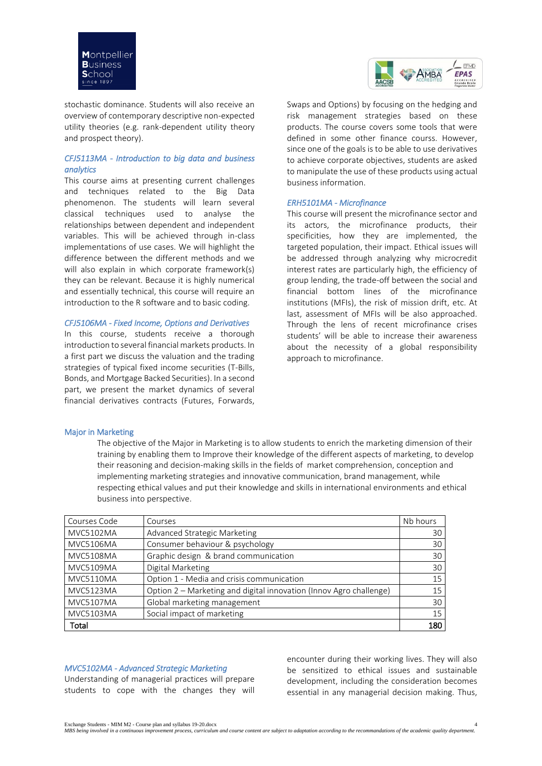stochastic dominance. Students will also receive an overview of contemporary descriptive non-expected utility theories (e.g. rank-dependent utility theory and prospect theory).

### *CFJ5113MA - Introduction to big data and business analytics*

This course aims at presenting current challenges and techniques related to the Big Data phenomenon. The students will learn several classical techniques used to analyse the relationships between dependent and independent variables. This will be achieved through in-class implementations of use cases. We will highlight the difference between the different methods and we will also explain in which corporate framework(s) they can be relevant. Because it is highly numerical and essentially technical, this course will require an introduction to the R software and to basic coding.

### *CFJ5106MA - Fixed Income, Options and Derivatives*

In this course, students receive a thorough introduction to several financial markets products. In a first part we discuss the valuation and the trading strategies of typical fixed income securities (T-Bills, Bonds, and Mortgage Backed Securities). In a second part, we present the market dynamics of several financial derivatives contracts (Futures, Forwards, Swaps and Options) by focusing on the hedging and risk management strategies based on these products. The course covers some tools that were defined in some other finance courss. However, since one of the goals is to be able to use derivatives to achieve corporate objectives, students are asked to manipulate the use of these products using actual business information.

### *ERH5101MA - Microfinance*

This course will present the microfinance sector and its actors, the microfinance products, their specificities, how they are implemented, the targeted population, their impact. Ethical issues will be addressed through analyzing why microcredit interest rates are particularly high, the efficiency of group lending, the trade-off between the social and financial bottom lines of the microfinance institutions (MFIs), the risk of mission drift, etc. At last, assessment of MFIs will be also approached. Through the lens of recent microfinance crises students' will be able to increase their awareness about the necessity of a global responsibility approach to microfinance.

## Major in Marketing

The objective of the Major in Marketing is to allow students to enrich the marketing dimension of their training by enabling them to Improve their knowledge of the different aspects of marketing, to develop their reasoning and decision-making skills in the fields of market comprehension, conception and implementing marketing strategies and innovative communication, brand management, while respecting ethical values and put their knowledge and skills in international environments and ethical business into perspective.

| Courses Code | Courses | Nb hours |
|---|---|---|
| MVC5102MA | Advanced Strategic Marketing | 30 |
| MVC5106MA | Consumer behaviour & psychology | 30 |
| MVC5108MA | Graphic design & brand communication | 30 |
| MVC5109MA | Digital Marketing | 30 |
| MVC5110MA | Option 1 - Media and crisis communication | 15 |
| MVC5123MA | Option 2 – Marketing and digital innovation (Innov Agro challenge) | 15 |
| MVC5107MA | Global marketing management | 30 |
| MVC5103MA | Social impact of marketing | 15 |
| **Total** | | **180** |

### *MVC5102MA - Advanced Strategic Marketing*

Understanding of managerial practices will prepare students to cope with the changes they will encounter during their working lives. They will also be sensitized to ethical issues and sustainable development, including the consideration becomes essential in any managerial decision making. Thus,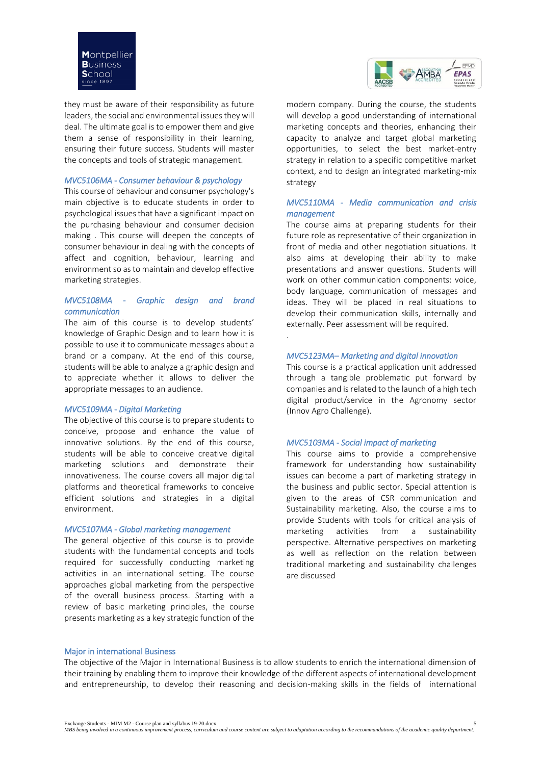they must be aware of their responsibility as future leaders, the social and environmental issues they will deal. The ultimate goal is to empower them and give them a sense of responsibility in their learning, ensuring their future success. Students will master the concepts and tools of strategic management.

### *MVC5106MA - Consumer behaviour & psychology*

This course of behaviour and consumer psychology's main objective is to educate students in order to psychological issues that have a significant impact on the purchasing behaviour and consumer decision making . This course will deepen the concepts of consumer behaviour in dealing with the concepts of affect and cognition, behaviour, learning and environment so as to maintain and develop effective marketing strategies.

### *MVC5108MA - Graphic design and brand communication*

The aim of this course is to develop students' knowledge of Graphic Design and to learn how it is possible to use it to communicate messages about a brand or a company. At the end of this course, students will be able to analyze a graphic design and to appreciate whether it allows to deliver the appropriate messages to an audience.

### *MVC5109MA - Digital Marketing*

The objective of this course is to prepare students to conceive, propose and enhance the value of innovative solutions. By the end of this course, students will be able to conceive creative digital marketing solutions and demonstrate their innovativeness. The course covers all major digital platforms and theoretical frameworks to conceive efficient solutions and strategies in a digital environment.

### *MVC5107MA - Global marketing management*

The general objective of this course is to provide students with the fundamental concepts and tools required for successfully conducting marketing activities in an international setting. The course approaches global marketing from the perspective of the overall business process. Starting with a review of basic marketing principles, the course presents marketing as a key strategic function of the modern company. During the course, the students will develop a good understanding of international marketing concepts and theories, enhancing their capacity to analyze and target global marketing opportunities, to select the best market-entry strategy in relation to a specific competitive market context, and to design an integrated marketing-mix strategy

### *MVC5110MA - Media communication and crisis management*

The course aims at preparing students for their future role as representative of their organization in front of media and other negotiation situations. It also aims at developing their ability to make presentations and answer questions. Students will work on other communication components: voice, body language, communication of messages and ideas. They will be placed in real situations to develop their communication skills, internally and externally. Peer assessment will be required.

.

### *MVC5123MA– Marketing and digital innovation*

This course is a practical application unit addressed through a tangible problematic put forward by companies and is related to the launch of a high tech digital product/service in the Agronomy sector (Innov Agro Challenge).

### *MVC5103MA - Social impact of marketing*

This course aims to provide a comprehensive framework for understanding how sustainability issues can become a part of marketing strategy in the business and public sector. Special attention is given to the areas of CSR communication and Sustainability marketing. Also, the course aims to provide Students with tools for critical analysis of marketing activities from a sustainability perspective. Alternative perspectives on marketing as well as reflection on the relation between traditional marketing and sustainability challenges are discussed

## Major in international Business

The objective of the Major in International Business is to allow students to enrich the international dimension of their training by enabling them to improve their knowledge of the different aspects of international development and entrepreneurship, to develop their reasoning and decision-making skills in the fields of international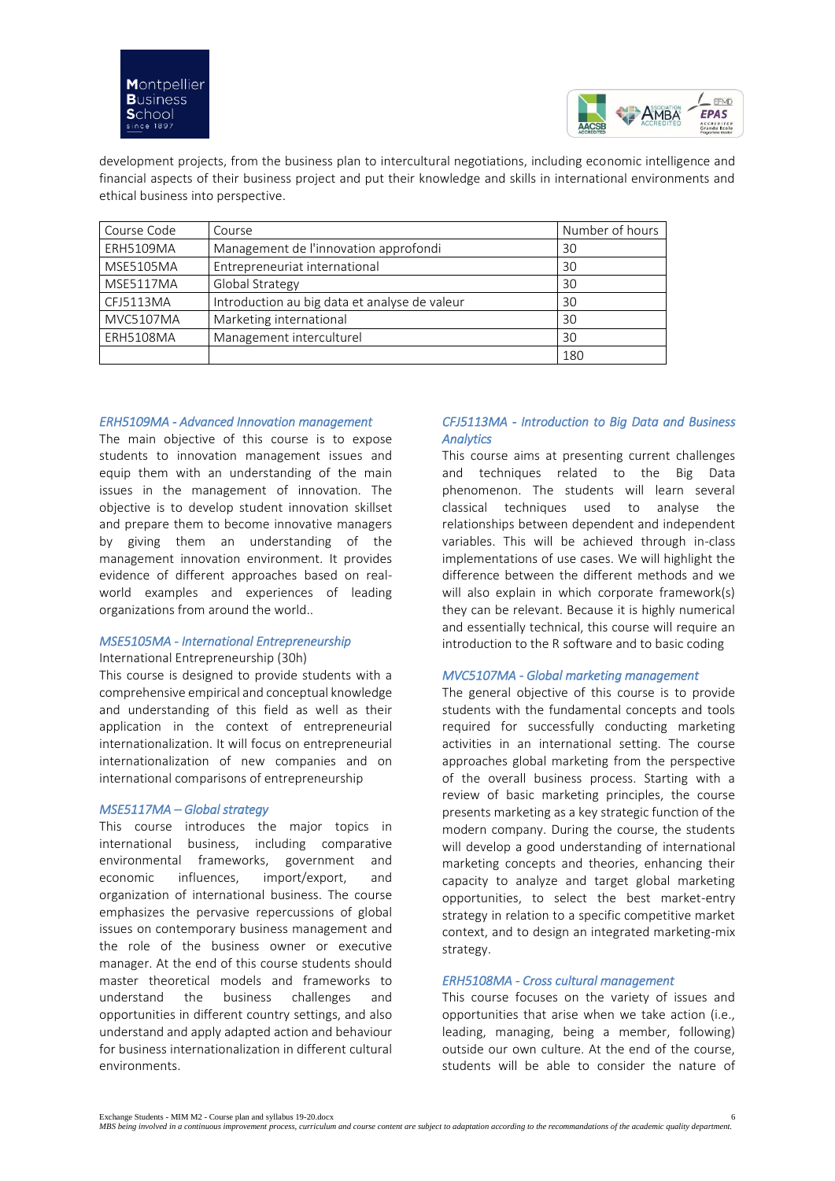development projects, from the business plan to intercultural negotiations, including economic intelligence and financial aspects of their business project and put their knowledge and skills in international environments and ethical business into perspective.

| Course Code | Course | Number of hours |
|---|---|---|
| ERH5109MA | Management de l'innovation approfondi | 30 |
| MSE5105MA | Entrepreneuriat international | 30 |
| MSE5117MA | Global Strategy | 30 |
| CFJ5113MA | Introduction au big data et analyse de valeur | 30 |
| MVC5107MA | Marketing international | 30 |
| ERH5108MA | Management interculturel | 30 |
| | | 180 |

*ERH5109MA - Advanced Innovation management*

The main objective of this course is to expose students to innovation management issues and equip them with an understanding of the main issues in the management of innovation. The objective is to develop student innovation skillset and prepare them to become innovative managers by giving them an understanding of the management innovation environment. It provides evidence of different approaches based on real-world examples and experiences of leading organizations from around the world..

*MSE5105MA - International Entrepreneurship*

International Entrepreneurship (30h)

This course is designed to provide students with a comprehensive empirical and conceptual knowledge and understanding of this field as well as their application in the context of entrepreneurial internationalization. It will focus on entrepreneurial internationalization of new companies and on international comparisons of entrepreneurship

*MSE5117MA – Global strategy*

This course introduces the major topics in international business, including comparative environmental frameworks, government and economic influences, import/export, and organization of international business. The course emphasizes the pervasive repercussions of global issues on contemporary business management and the role of the business owner or executive manager. At the end of this course students should master theoretical models and frameworks to understand the business challenges and opportunities in different country settings, and also understand and apply adapted action and behaviour for business internationalization in different cultural environments.

*CFJ5113MA - Introduction to Big Data and Business Analytics*

This course aims at presenting current challenges and techniques related to the Big Data phenomenon. The students will learn several classical techniques used to analyse the relationships between dependent and independent variables. This will be achieved through in-class implementations of use cases. We will highlight the difference between the different methods and we will also explain in which corporate framework(s) they can be relevant. Because it is highly numerical and essentially technical, this course will require an introduction to the R software and to basic coding

*MVC5107MA - Global marketing management*

The general objective of this course is to provide students with the fundamental concepts and tools required for successfully conducting marketing activities in an international setting. The course approaches global marketing from the perspective of the overall business process. Starting with a review of basic marketing principles, the course presents marketing as a key strategic function of the modern company. During the course, the students will develop a good understanding of international marketing concepts and theories, enhancing their capacity to analyze and target global marketing opportunities, to select the best market-entry strategy in relation to a specific competitive market context, and to design an integrated marketing-mix strategy.

*ERH5108MA - Cross cultural management*

This course focuses on the variety of issues and opportunities that arise when we take action (i.e., leading, managing, being a member, following) outside our own culture. At the end of the course, students will be able to consider the nature of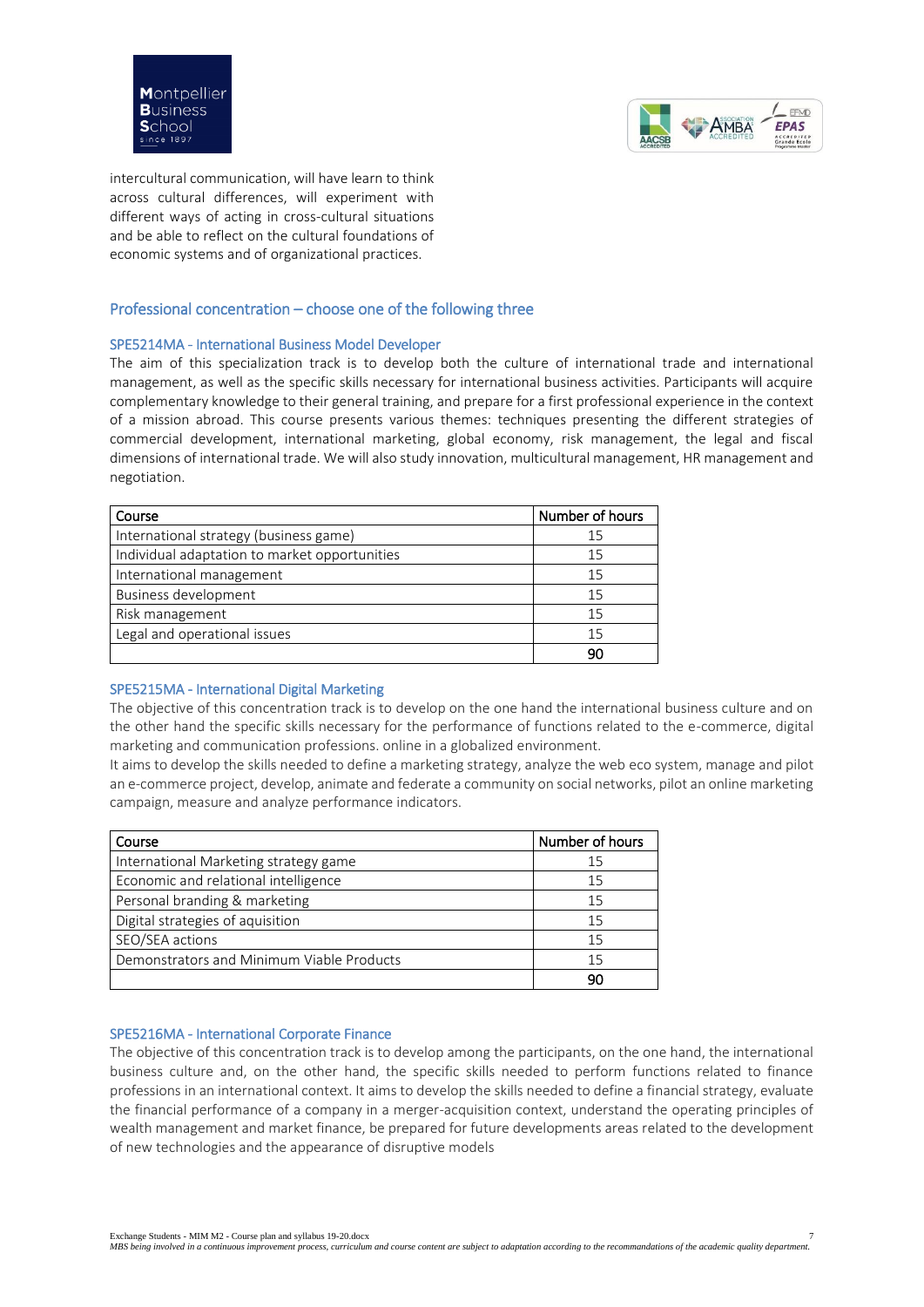intercultural communication, will have learn to think across cultural differences, will experiment with different ways of acting in cross-cultural situations and be able to reflect on the cultural foundations of economic systems and of organizational practices.

## Professional concentration – choose one of the following three

### SPE5214MA - International Business Model Developer

The aim of this specialization track is to develop both the culture of international trade and international management, as well as the specific skills necessary for international business activities. Participants will acquire complementary knowledge to their general training, and prepare for a first professional experience in the context of a mission abroad. This course presents various themes: techniques presenting the different strategies of commercial development, international marketing, global economy, risk management, the legal and fiscal dimensions of international trade. We will also study innovation, multicultural management, HR management and negotiation.

| Course | Number of hours |
|---|---|
| International strategy (business game) | 15 |
| Individual adaptation to market opportunities | 15 |
| International management | 15 |
| Business development | 15 |
| Risk management | 15 |
| Legal and operational issues | 15 |
| | **90** |

### SPE5215MA - International Digital Marketing

The objective of this concentration track is to develop on the one hand the international business culture and on the other hand the specific skills necessary for the performance of functions related to the e-commerce, digital marketing and communication professions. online in a globalized environment.

It aims to develop the skills needed to define a marketing strategy, analyze the web eco system, manage and pilot an e-commerce project, develop, animate and federate a community on social networks, pilot an online marketing campaign, measure and analyze performance indicators.

| Course | Number of hours |
|---|---|
| International Marketing strategy game | 15 |
| Economic and relational intelligence | 15 |
| Personal branding & marketing | 15 |
| Digital strategies of aquisition | 15 |
| SEO/SEA actions | 15 |
| Demonstrators and Minimum Viable Products | 15 |
| | **90** |

### SPE5216MA - International Corporate Finance

The objective of this concentration track is to develop among the participants, on the one hand, the international business culture and, on the other hand, the specific skills needed to perform functions related to finance professions in an international context. It aims to develop the skills needed to define a financial strategy, evaluate the financial performance of a company in a merger-acquisition context, understand the operating principles of wealth management and market finance, be prepared for future developments areas related to the development of new technologies and the appearance of disruptive models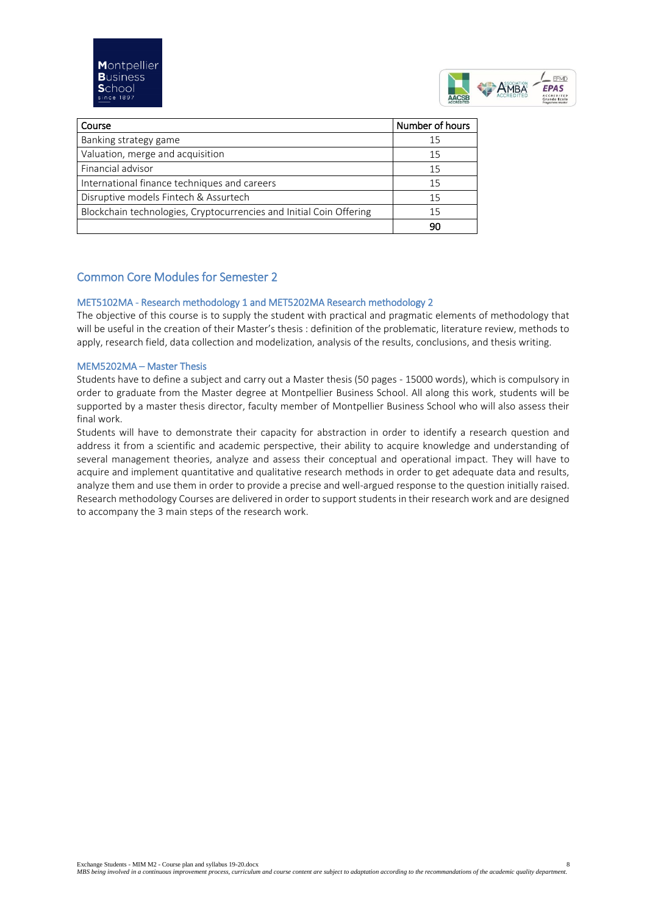| Course | Number of hours |
|---|---|
| Banking strategy game | 15 |
| Valuation, merge and acquisition | 15 |
| Financial advisor | 15 |
| International finance techniques and careers | 15 |
| Disruptive models Fintech & Assurtech | 15 |
| Blockchain technologies, Cryptocurrencies and Initial Coin Offering | 15 |
| | **90** |

## Common Core Modules for Semester 2

### MET5102MA - Research methodology 1 and MET5202MA Research methodology 2

The objective of this course is to supply the student with practical and pragmatic elements of methodology that will be useful in the creation of their Master's thesis : definition of the problematic, literature review, methods to apply, research field, data collection and modelization, analysis of the results, conclusions, and thesis writing.

### MEM5202MA – Master Thesis

Students have to define a subject and carry out a Master thesis (50 pages - 15000 words), which is compulsory in order to graduate from the Master degree at Montpellier Business School. All along this work, students will be supported by a master thesis director, faculty member of Montpellier Business School who will also assess their final work.

Students will have to demonstrate their capacity for abstraction in order to identify a research question and address it from a scientific and academic perspective, their ability to acquire knowledge and understanding of several management theories, analyze and assess their conceptual and operational impact. They will have to acquire and implement quantitative and qualitative research methods in order to get adequate data and results, analyze them and use them in order to provide a precise and well-argued response to the question initially raised. Research methodology Courses are delivered in order to support students in their research work and are designed to accompany the 3 main steps of the research work.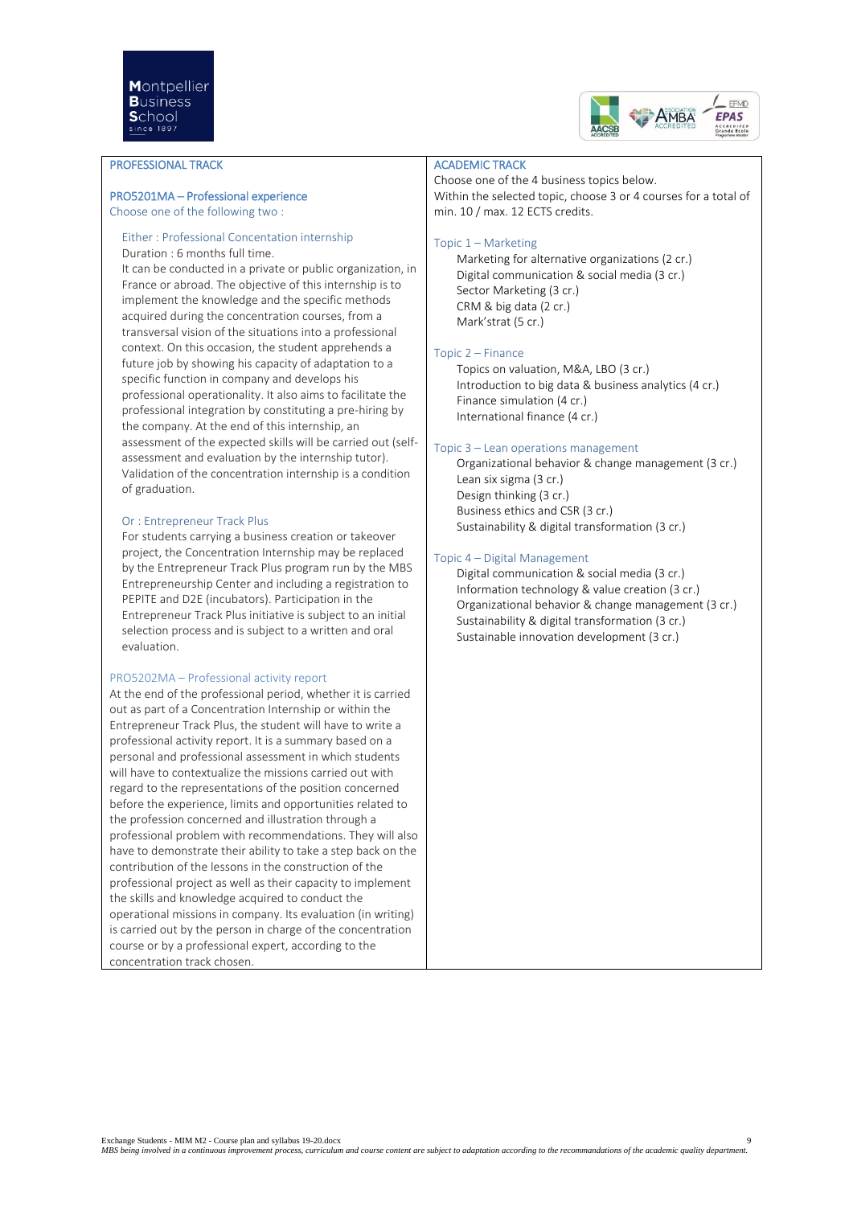## PROFESSIONAL TRACK

### PRO5201MA – Professional experience

Choose one of the following two :

#### Either : Professional Concentation internship

Duration : 6 months full time.

It can be conducted in a private or public organization, in France or abroad. The objective of this internship is to implement the knowledge and the specific methods acquired during the concentration courses, from a transversal vision of the situations into a professional context. On this occasion, the student apprehends a future job by showing his capacity of adaptation to a specific function in company and develops his professional operationality. It also aims to facilitate the professional integration by constituting a pre-hiring by the company. At the end of this internship, an assessment of the expected skills will be carried out (self-assessment and evaluation by the internship tutor). Validation of the concentration internship is a condition of graduation.

#### Or : Entrepreneur Track Plus

For students carrying a business creation or takeover project, the Concentration Internship may be replaced by the Entrepreneur Track Plus program run by the MBS Entrepreneurship Center and including a registration to PEPITE and D2E (incubators). Participation in the Entrepreneur Track Plus initiative is subject to an initial selection process and is subject to a written and oral evaluation.

### PRO5202MA – Professional activity report

At the end of the professional period, whether it is carried out as part of a Concentration Internship or within the Entrepreneur Track Plus, the student will have to write a professional activity report. It is a summary based on a personal and professional assessment in which students will have to contextualize the missions carried out with regard to the representations of the position concerned before the experience, limits and opportunities related to the profession concerned and illustration through a professional problem with recommendations. They will also have to demonstrate their ability to take a step back on the contribution of the lessons in the construction of the professional project as well as their capacity to implement the skills and knowledge acquired to conduct the operational missions in company. Its evaluation (in writing) is carried out by the person in charge of the concentration course or by a professional expert, according to the concentration track chosen.

## ACADEMIC TRACK

Choose one of the 4 business topics below.
Within the selected topic, choose 3 or 4 courses for a total of min. 10 / max. 12 ECTS credits.

### Topic 1 – Marketing

- Marketing for alternative organizations (2 cr.)
- Digital communication & social media (3 cr.)
- Sector Marketing (3 cr.)
- CRM & big data (2 cr.)
- Mark'strat (5 cr.)

### Topic 2 – Finance

- Topics on valuation, M&A, LBO (3 cr.)
- Introduction to big data & business analytics (4 cr.)
- Finance simulation (4 cr.)
- International finance (4 cr.)

### Topic 3 – Lean operations management

- Organizational behavior & change management (3 cr.)
- Lean six sigma (3 cr.)
- Design thinking (3 cr.)
- Business ethics and CSR (3 cr.)
- Sustainability & digital transformation (3 cr.)

### Topic 4 – Digital Management

- Digital communication & social media (3 cr.)
- Information technology & value creation (3 cr.)
- Organizational behavior & change management (3 cr.)
- Sustainability & digital transformation (3 cr.)
- Sustainable innovation development (3 cr.)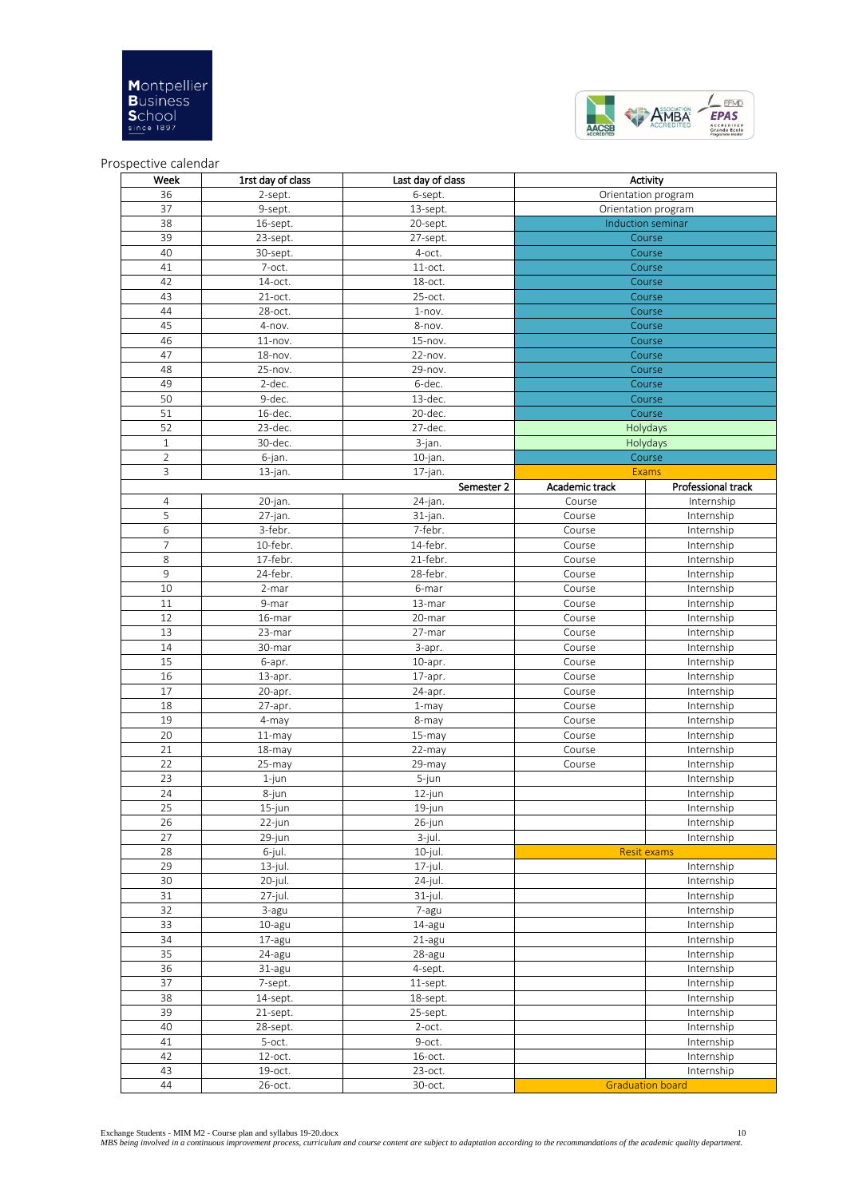Prospective calendar

| Week | 1rst day of class | Last day of class | Activity | |
|---|---|---|---|---|
| 36 | 2-sept. | 6-sept. | Orientation program | |
| 37 | 9-sept. | 13-sept. | Orientation program | |
| 38 | 16-sept. | 20-sept. | Induction seminar | |
| 39 | 23-sept. | 27-sept. | Course | |
| 40 | 30-sept. | 4-oct. | Course | |
| 41 | 7-oct. | 11-oct. | Course | |
| 42 | 14-oct. | 18-oct. | Course | |
| 43 | 21-oct. | 25-oct. | Course | |
| 44 | 28-oct. | 1-nov. | Course | |
| 45 | 4-nov. | 8-nov. | Course | |
| 46 | 11-nov. | 15-nov. | Course | |
| 47 | 18-nov. | 22-nov. | Course | |
| 48 | 25-nov. | 29-nov. | Course | |
| 49 | 2-dec. | 6-dec. | Course | |
| 50 | 9-dec. | 13-dec. | Course | |
| 51 | 16-dec. | 20-dec. | Course | |
| 52 | 23-dec. | 27-dec. | Holydays | |
| 1 | 30-dec. | 3-jan. | Holydays | |
| 2 | 6-jan. | 10-jan. | Course | |
| 3 | 13-jan. | 17-jan. | Exams | |
| | | Semester 2 | Academic track | Professional track |
| 4 | 20-jan. | 24-jan. | Course | Internship |
| 5 | 27-jan. | 31-jan. | Course | Internship |
| 6 | 3-febr. | 7-febr. | Course | Internship |
| 7 | 10-febr. | 14-febr. | Course | Internship |
| 8 | 17-febr. | 21-febr. | Course | Internship |
| 9 | 24-febr. | 28-febr. | Course | Internship |
| 10 | 2-mar | 6-mar | Course | Internship |
| 11 | 9-mar | 13-mar | Course | Internship |
| 12 | 16-mar | 20-mar | Course | Internship |
| 13 | 23-mar | 27-mar | Course | Internship |
| 14 | 30-mar | 3-apr. | Course | Internship |
| 15 | 6-apr. | 10-apr. | Course | Internship |
| 16 | 13-apr. | 17-apr. | Course | Internship |
| 17 | 20-apr. | 24-apr. | Course | Internship |
| 18 | 27-apr. | 1-may | Course | Internship |
| 19 | 4-may | 8-may | Course | Internship |
| 20 | 11-may | 15-may | Course | Internship |
| 21 | 18-may | 22-may | Course | Internship |
| 22 | 25-may | 29-may | Course | Internship |
| 23 | 1-jun | 5-jun | | Internship |
| 24 | 8-jun | 12-jun | | Internship |
| 25 | 15-jun | 19-jun | | Internship |
| 26 | 22-jun | 26-jun | | Internship |
| 27 | 29-jun | 3-jul. | | Internship |
| 28 | 6-jul. | 10-jul. | Resit exams | |
| 29 | 13-jul. | 17-jul. | | Internship |
| 30 | 20-jul. | 24-jul. | | Internship |
| 31 | 27-jul. | 31-jul. | | Internship |
| 32 | 3-agu | 7-agu | | Internship |
| 33 | 10-agu | 14-agu | | Internship |
| 34 | 17-agu | 21-agu | | Internship |
| 35 | 24-agu | 28-agu | | Internship |
| 36 | 31-agu | 4-sept. | | Internship |
| 37 | 7-sept. | 11-sept. | | Internship |
| 38 | 14-sept. | 18-sept. | | Internship |
| 39 | 21-sept. | 25-sept. | | Internship |
| 40 | 28-sept. | 2-oct. | | Internship |
| 41 | 5-oct. | 9-oct. | | Internship |
| 42 | 12-oct. | 16-oct. | | Internship |
| 43 | 19-oct. | 23-oct. | | Internship |
| 44 | 26-oct. | 30-oct. | Graduation board | |

*MBS being involved in a continuous improvement process, curriculum and course content are subject to adaptation according to the recommandations of the academic quality department.*